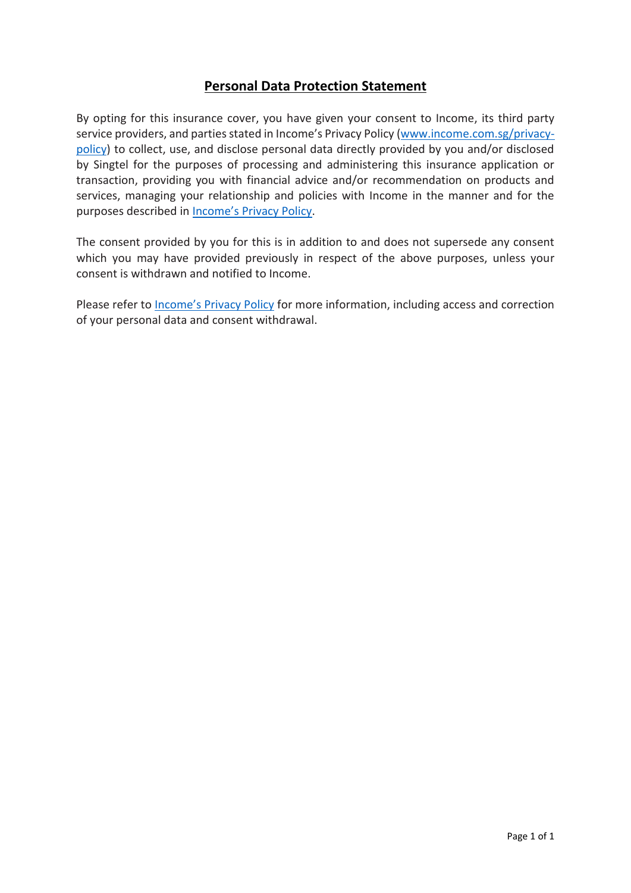# Personal Data Protection Statement

By opting for this insurance cover, you have given your consent to Income, its third party service providers, and parties stated in Income's Privacy Policy ([www.income.com.sg/privacy-policy](http://www.income.com.sg/privacy-policy)) to collect, use, and disclose personal data directly provided by you and/or disclosed by Singtel for the purposes of processing and administering this insurance application or transaction, providing you with financial advice and/or recommendation on products and services, managing your relationship and policies with Income in the manner and for the purposes described in Income's Privacy Policy.

The consent provided by you for this is in addition to and does not supersede any consent which you may have provided previously in respect of the above purposes, unless your consent is withdrawn and notified to Income.

Please refer to Income's Privacy Policy for more information, including access and correction of your personal data and consent withdrawal.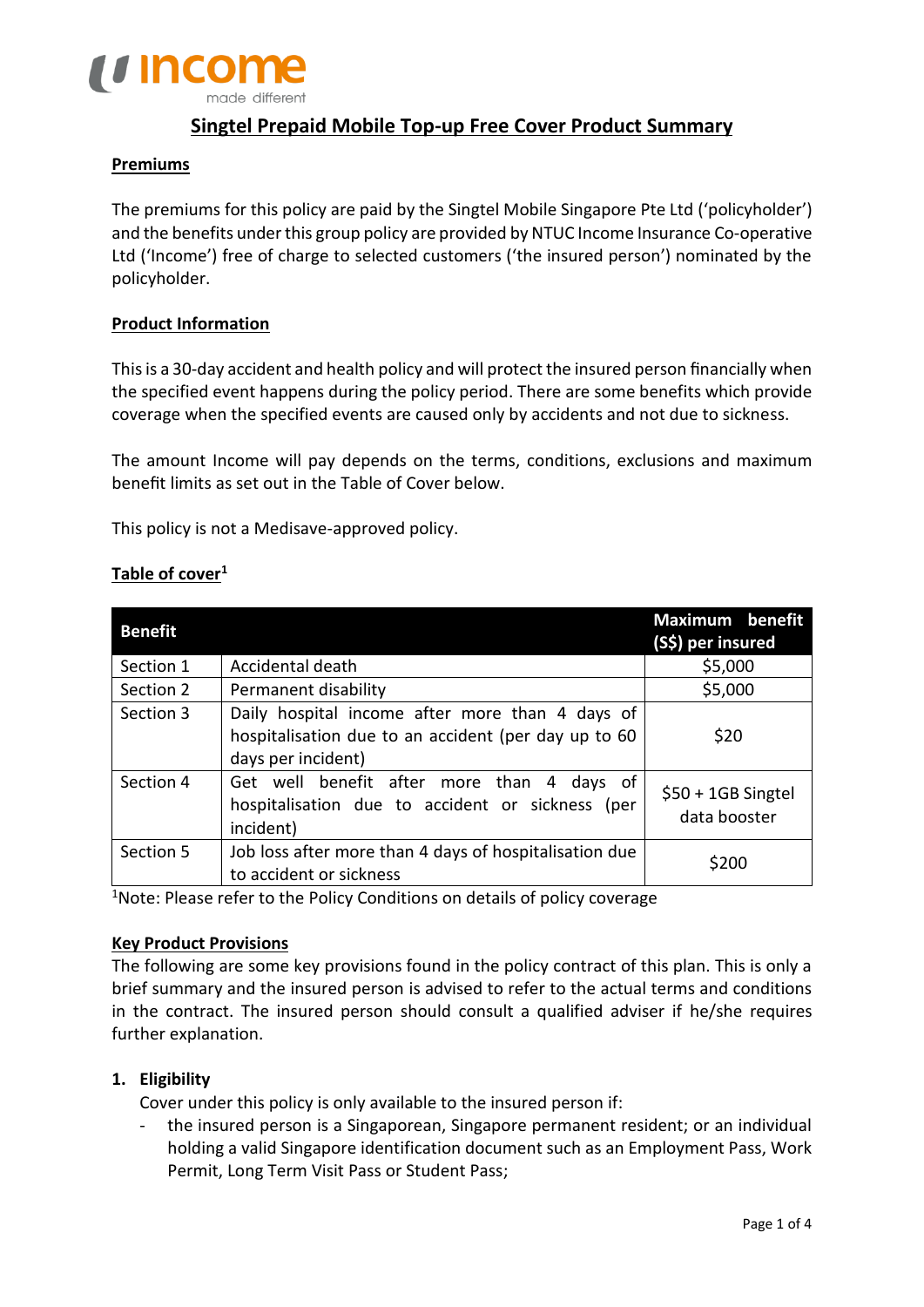# Singtel Prepaid Mobile Top-up Free Cover Product Summary

## Premiums

The premiums for this policy are paid by the Singtel Mobile Singapore Pte Ltd ('policyholder') and the benefits under this group policy are provided by NTUC Income Insurance Co-operative Ltd ('Income') free of charge to selected customers ('the insured person') nominated by the policyholder.

## Product Information

This is a 30-day accident and health policy and will protect the insured person financially when the specified event happens during the policy period. There are some benefits which provide coverage when the specified events are caused only by accidents and not due to sickness.

The amount Income will pay depends on the terms, conditions, exclusions and maximum benefit limits as set out in the Table of Cover below.

This policy is not a Medisave-approved policy.

## Table of cover[1]

| Benefit | | Maximum benefit (S$) per insured |
|---|---|---|
| Section 1 | Accidental death | $5,000 |
| Section 2 | Permanent disability | $5,000 |
| Section 3 | Daily hospital income after more than 4 days of hospitalisation due to an accident (per day up to 60 days per incident) | $20 |
| Section 4 | Get well benefit after more than 4 days of hospitalisation due to accident or sickness (per incident) | $50 + 1GB Singtel data booster |
| Section 5 | Job loss after more than 4 days of hospitalisation due to accident or sickness | $200 |

[1]Note: Please refer to the Policy Conditions on details of policy coverage

## Key Product Provisions

The following are some key provisions found in the policy contract of this plan. This is only a brief summary and the insured person is advised to refer to the actual terms and conditions in the contract. The insured person should consult a qualified adviser if he/she requires further explanation.

1. **Eligibility**

   Cover under this policy is only available to the insured person if:

   - the insured person is a Singaporean, Singapore permanent resident; or an individual holding a valid Singapore identification document such as an Employment Pass, Work Permit, Long Term Visit Pass or Student Pass;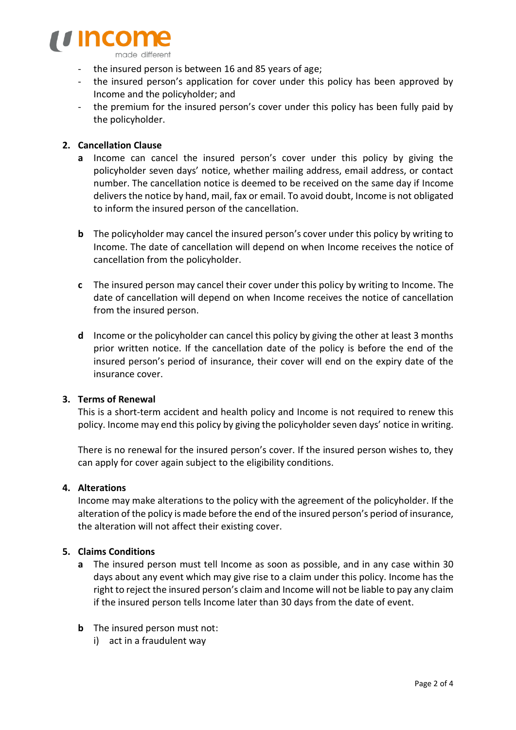- the insured person is between 16 and 85 years of age;
- the insured person's application for cover under this policy has been approved by Income and the policyholder; and
- the premium for the insured person's cover under this policy has been fully paid by the policyholder.

**2. Cancellation Clause**

**a** Income can cancel the insured person's cover under this policy by giving the policyholder seven days' notice, whether mailing address, email address, or contact number. The cancellation notice is deemed to be received on the same day if Income delivers the notice by hand, mail, fax or email. To avoid doubt, Income is not obligated to inform the insured person of the cancellation.

**b** The policyholder may cancel the insured person's cover under this policy by writing to Income. The date of cancellation will depend on when Income receives the notice of cancellation from the policyholder.

**c** The insured person may cancel their cover under this policy by writing to Income. The date of cancellation will depend on when Income receives the notice of cancellation from the insured person.

**d** Income or the policyholder can cancel this policy by giving the other at least 3 months prior written notice. If the cancellation date of the policy is before the end of the insured person's period of insurance, their cover will end on the expiry date of the insurance cover.

**3. Terms of Renewal**

This is a short-term accident and health policy and Income is not required to renew this policy. Income may end this policy by giving the policyholder seven days' notice in writing.

There is no renewal for the insured person's cover. If the insured person wishes to, they can apply for cover again subject to the eligibility conditions.

**4. Alterations**

Income may make alterations to the policy with the agreement of the policyholder. If the alteration of the policy is made before the end of the insured person's period of insurance, the alteration will not affect their existing cover.

**5. Claims Conditions**

**a** The insured person must tell Income as soon as possible, and in any case within 30 days about any event which may give rise to a claim under this policy. Income has the right to reject the insured person's claim and Income will not be liable to pay any claim if the insured person tells Income later than 30 days from the date of event.

**b** The insured person must not:

i) act in a fraudulent way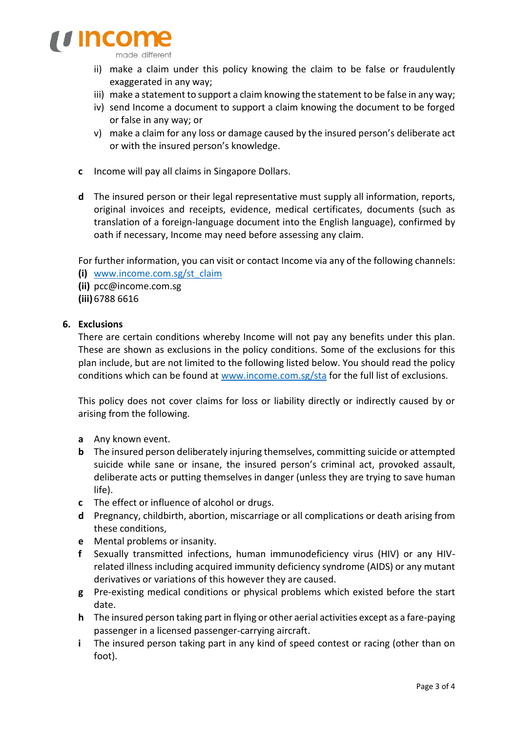ii) make a claim under this policy knowing the claim to be false or fraudulently exaggerated in any way;
iii) make a statement to support a claim knowing the statement to be false in any way;
iv) send Income a document to support a claim knowing the document to be forged or false in any way; or
v) make a claim for any loss or damage caused by the insured person's deliberate act or with the insured person's knowledge.

**c** Income will pay all claims in Singapore Dollars.

**d** The insured person or their legal representative must supply all information, reports, original invoices and receipts, evidence, medical certificates, documents (such as translation of a foreign-language document into the English language), confirmed by oath if necessary, Income may need before assessing any claim.

For further information, you can visit or contact Income via any of the following channels:

**(i)** [www.income.com.sg/st_claim](www.income.com.sg/st_claim)
**(ii)** pcc@income.com.sg
**(iii)** 6788 6616

## 6. Exclusions

There are certain conditions whereby Income will not pay any benefits under this plan. These are shown as exclusions in the policy conditions. Some of the exclusions for this plan include, but are not limited to the following listed below. You should read the policy conditions which can be found at [www.income.com.sg/sta](www.income.com.sg/sta) for the full list of exclusions.

This policy does not cover claims for loss or liability directly or indirectly caused by or arising from the following.

**a** Any known event.
**b** The insured person deliberately injuring themselves, committing suicide or attempted suicide while sane or insane, the insured person's criminal act, provoked assault, deliberate acts or putting themselves in danger (unless they are trying to save human life).
**c** The effect or influence of alcohol or drugs.
**d** Pregnancy, childbirth, abortion, miscarriage or all complications or death arising from these conditions,
**e** Mental problems or insanity.
**f** Sexually transmitted infections, human immunodeficiency virus (HIV) or any HIV-related illness including acquired immunity deficiency syndrome (AIDS) or any mutant derivatives or variations of this however they are caused.
**g** Pre-existing medical conditions or physical problems which existed before the start date.
**h** The insured person taking part in flying or other aerial activities except as a fare-paying passenger in a licensed passenger-carrying aircraft.
**i** The insured person taking part in any kind of speed contest or racing (other than on foot).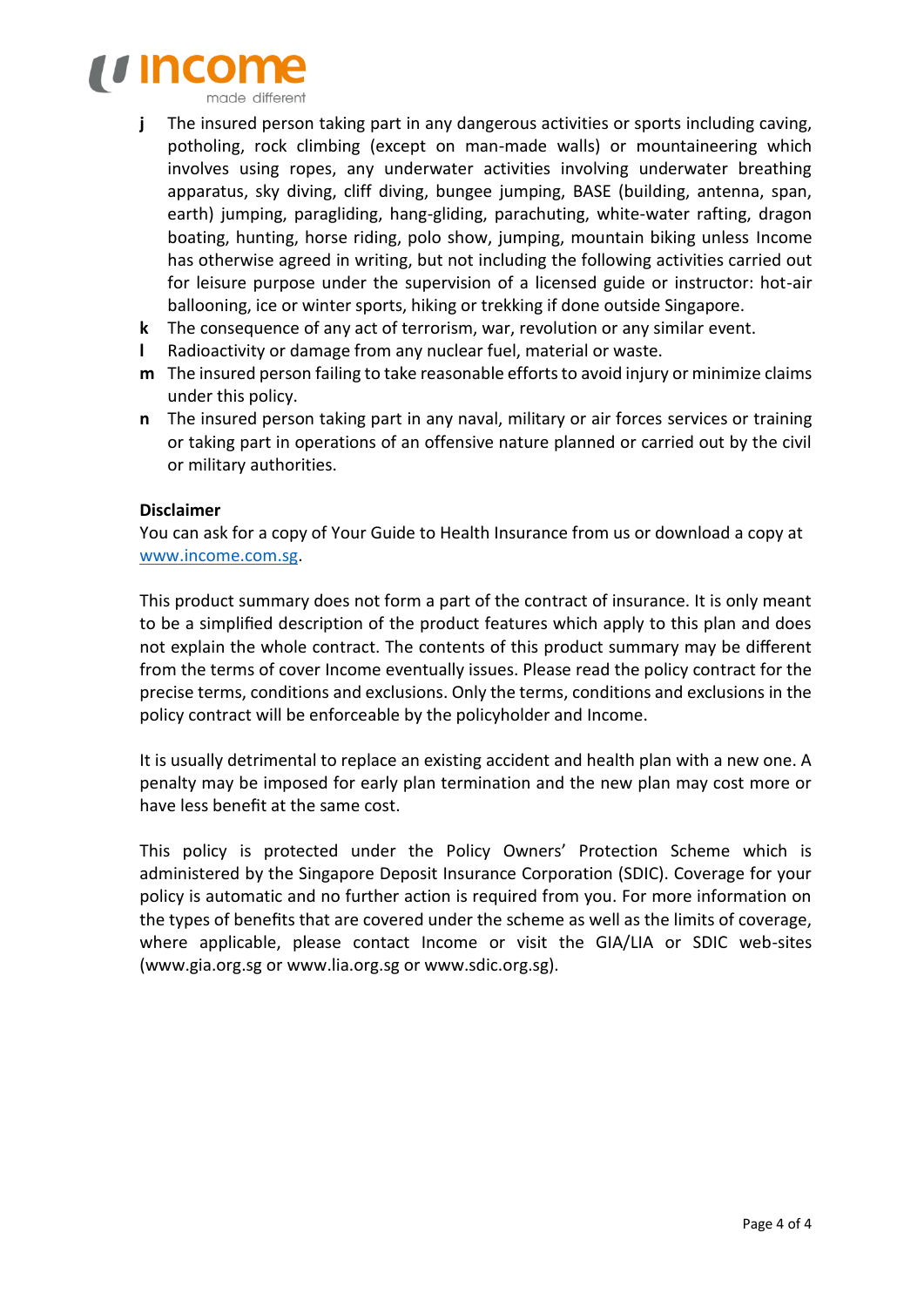j The insured person taking part in any dangerous activities or sports including caving, potholing, rock climbing (except on man-made walls) or mountaineering which involves using ropes, any underwater activities involving underwater breathing apparatus, sky diving, cliff diving, bungee jumping, BASE (building, antenna, span, earth) jumping, paragliding, hang-gliding, parachuting, white-water rafting, dragon boating, hunting, horse riding, polo show, jumping, mountain biking unless Income has otherwise agreed in writing, but not including the following activities carried out for leisure purpose under the supervision of a licensed guide or instructor: hot-air ballooning, ice or winter sports, hiking or trekking if done outside Singapore.

k The consequence of any act of terrorism, war, revolution or any similar event.

l Radioactivity or damage from any nuclear fuel, material or waste.

m The insured person failing to take reasonable efforts to avoid injury or minimize claims under this policy.

n The insured person taking part in any naval, military or air forces services or training or taking part in operations of an offensive nature planned or carried out by the civil or military authorities.

**Disclaimer**

You can ask for a copy of Your Guide to Health Insurance from us or download a copy at www.income.com.sg.

This product summary does not form a part of the contract of insurance. It is only meant to be a simplified description of the product features which apply to this plan and does not explain the whole contract. The contents of this product summary may be different from the terms of cover Income eventually issues. Please read the policy contract for the precise terms, conditions and exclusions. Only the terms, conditions and exclusions in the policy contract will be enforceable by the policyholder and Income.

It is usually detrimental to replace an existing accident and health plan with a new one. A penalty may be imposed for early plan termination and the new plan may cost more or have less benefit at the same cost.

This policy is protected under the Policy Owners' Protection Scheme which is administered by the Singapore Deposit Insurance Corporation (SDIC). Coverage for your policy is automatic and no further action is required from you. For more information on the types of benefits that are covered under the scheme as well as the limits of coverage, where applicable, please contact Income or visit the GIA/LIA or SDIC web-sites (www.gia.org.sg or www.lia.org.sg or www.sdic.org.sg).